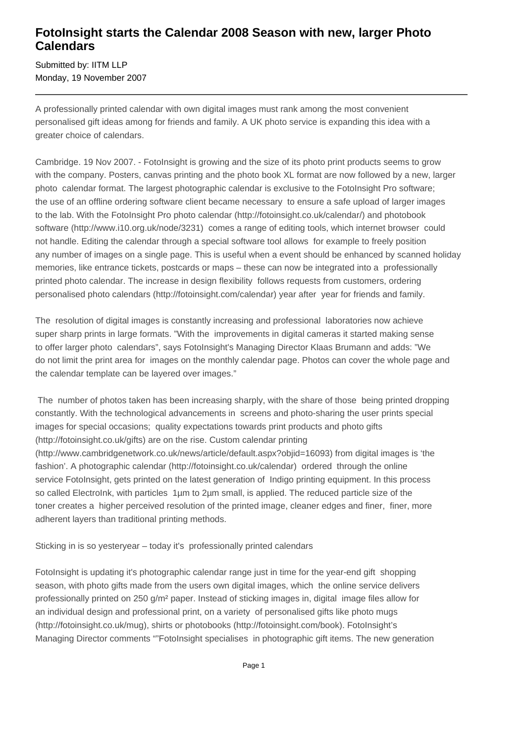# FotoInsight starts the Calendar 2008 Season with new, larger Photo Calendars

Submitted by: IITM LLP
Monday, 19 November 2007

---

A professionally printed calendar with own digital images must rank among the most convenient personalised gift ideas among for friends and family. A UK photo service is expanding this idea with a greater choice of calendars.

Cambridge. 19 Nov 2007. - FotoInsight is growing and the size of its photo print products seems to grow with the company. Posters, canvas printing and the photo book XL format are now followed by a new, larger photo calendar format. The largest photographic calendar is exclusive to the FotoInsight Pro software; the use of an offline ordering software client became necessary to ensure a safe upload of larger images to the lab. With the FotoInsight Pro photo calendar (http://fotoinsight.co.uk/calendar/) and photobook software (http://www.i10.org.uk/node/3231) comes a range of editing tools, which internet browser could not handle. Editing the calendar through a special software tool allows for example to freely position any number of images on a single page. This is useful when a event should be enhanced by scanned holiday memories, like entrance tickets, postcards or maps – these can now be integrated into a professionally printed photo calendar. The increase in design flexibility follows requests from customers, ordering personalised photo calendars (http://fotoinsight.com/calendar) year after year for friends and family.

The resolution of digital images is constantly increasing and professional laboratories now achieve super sharp prints in large formats. "With the improvements in digital cameras it started making sense to offer larger photo calendars", says FotoInsight's Managing Director Klaas Brumann and adds: "We do not limit the print area for images on the monthly calendar page. Photos can cover the whole page and the calendar template can be layered over images."

The number of photos taken has been increasing sharply, with the share of those being printed dropping constantly. With the technological advancements in screens and photo-sharing the user prints special images for special occasions; quality expectations towards print products and photo gifts (http://fotoinsight.co.uk/gifts) are on the rise. Custom calendar printing (http://www.cambridgenetwork.co.uk/news/article/default.aspx?objid=16093) from digital images is 'the fashion'. A photographic calendar (http://fotoinsight.co.uk/calendar) ordered through the online service FotoInsight, gets printed on the latest generation of Indigo printing equipment. In this process so called ElectroInk, with particles 1µm to 2µm small, is applied. The reduced particle size of the toner creates a higher perceived resolution of the printed image, cleaner edges and finer, finer, more adherent layers than traditional printing methods.

Sticking in is so yesteryear – today it's professionally printed calendars

FotoInsight is updating it's photographic calendar range just in time for the year-end gift shopping season, with photo gifts made from the users own digital images, which the online service delivers professionally printed on 250 g/m² paper. Instead of sticking images in, digital image files allow for an individual design and professional print, on a variety of personalised gifts like photo mugs (http://fotoinsight.co.uk/mug), shirts or photobooks (http://fotoinsight.com/book). FotoInsight's Managing Director comments ""FotoInsight specialises in photographic gift items. The new generation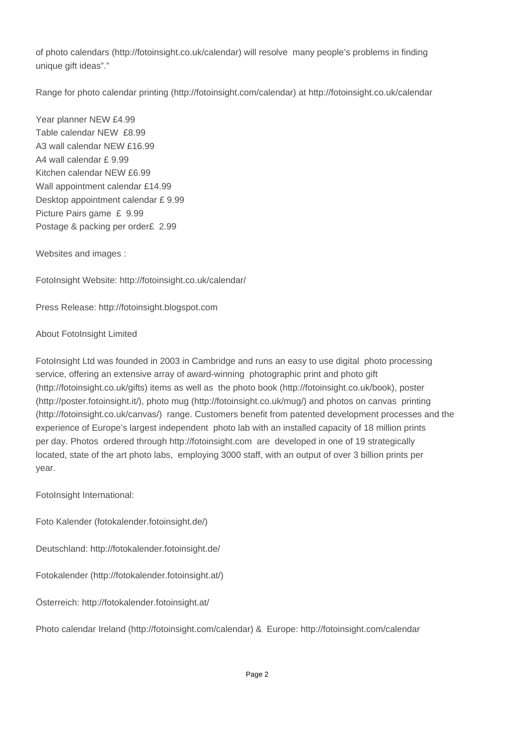of photo calendars (http://fotoinsight.co.uk/calendar) will resolve many people's problems in finding unique gift ideas"."

Range for photo calendar printing (http://fotoinsight.com/calendar) at http://fotoinsight.co.uk/calendar

Year planner NEW £4.99
Table calendar NEW £8.99
A3 wall calendar NEW £16.99
A4 wall calendar £ 9.99
Kitchen calendar NEW £6.99
Wall appointment calendar £14.99
Desktop appointment calendar £ 9.99
Picture Pairs game £ 9.99
Postage & packing per order£ 2.99

Websites and images :

FotoInsight Website: http://fotoinsight.co.uk/calendar/

Press Release: http://fotoinsight.blogspot.com

About FotoInsight Limited

FotoInsight Ltd was founded in 2003 in Cambridge and runs an easy to use digital photo processing service, offering an extensive array of award-winning photographic print and photo gift (http://fotoinsight.co.uk/gifts) items as well as the photo book (http://fotoinsight.co.uk/book), poster (http://poster.fotoinsight.it/), photo mug (http://fotoinsight.co.uk/mug/) and photos on canvas printing (http://fotoinsight.co.uk/canvas/) range. Customers benefit from patented development processes and the experience of Europe's largest independent photo lab with an installed capacity of 18 million prints per day. Photos ordered through http://fotoinsight.com are developed in one of 19 strategically located, state of the art photo labs, employing 3000 staff, with an output of over 3 billion prints per year.

FotoInsight International:

Foto Kalender (fotokalender.fotoinsight.de/)

Deutschland: http://fotokalender.fotoinsight.de/

Fotokalender (http://fotokalender.fotoinsight.at/)

Österreich: http://fotokalender.fotoinsight.at/

Photo calendar Ireland (http://fotoinsight.com/calendar) & Europe: http://fotoinsight.com/calendar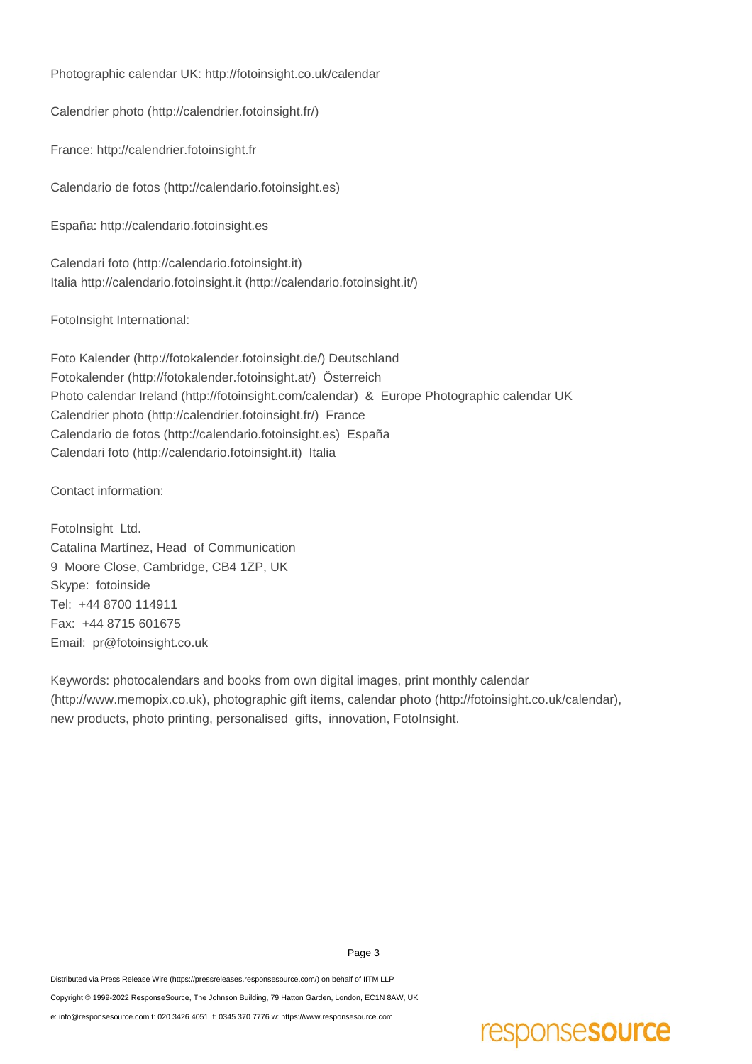Photographic calendar UK: http://fotoinsight.co.uk/calendar

Calendrier photo (http://calendrier.fotoinsight.fr/)

France: http://calendrier.fotoinsight.fr

Calendario de fotos (http://calendario.fotoinsight.es)

España: http://calendario.fotoinsight.es

Calendari foto (http://calendario.fotoinsight.it)
Italia http://calendario.fotoinsight.it (http://calendario.fotoinsight.it/)

FotoInsight International:

Foto Kalender (http://fotokalender.fotoinsight.de/) Deutschland
Fotokalender (http://fotokalender.fotoinsight.at/) Österreich
Photo calendar Ireland (http://fotoinsight.com/calendar) & Europe Photographic calendar UK
Calendrier photo (http://calendrier.fotoinsight.fr/) France
Calendario de fotos (http://calendario.fotoinsight.es) España
Calendari foto (http://calendario.fotoinsight.it) Italia

Contact information:

FotoInsight Ltd.
Catalina Martínez, Head of Communication
9 Moore Close, Cambridge, CB4 1ZP, UK
Skype: fotoinside
Tel: +44 8700 114911
Fax: +44 8715 601675
Email: pr@fotoinsight.co.uk

Keywords: photocalendars and books from own digital images, print monthly calendar (http://www.memopix.co.uk), photographic gift items, calendar photo (http://fotoinsight.co.uk/calendar), new products, photo printing, personalised gifts, innovation, FotoInsight.